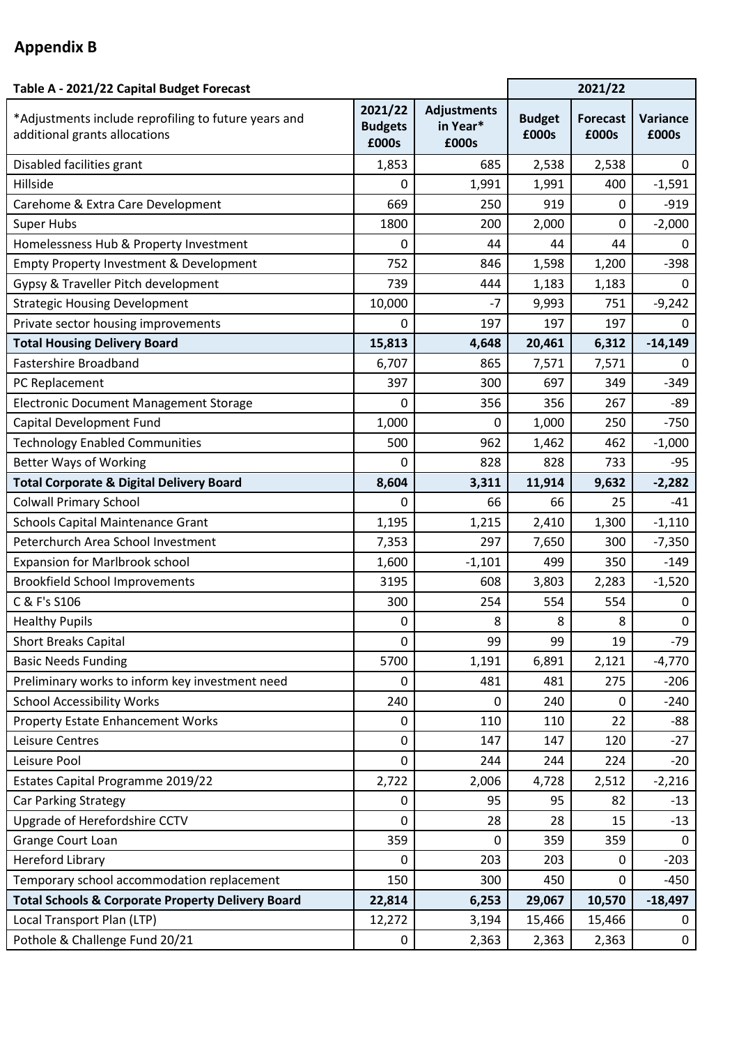## Appendix B

| Table A - 2021/22 Capital Budget Forecast | | | 2021/22 | | |
|---|---|---|---|---|---|
| *Adjustments include reprofiling to future years and additional grants allocations | 2021/22 Budgets £000s | Adjustments in Year* £000s | Budget £000s | Forecast £000s | Variance £000s |
| Disabled facilities grant | 1,853 | 685 | 2,538 | 2,538 | 0 |
| Hillside | 0 | 1,991 | 1,991 | 400 | -1,591 |
| Carehome & Extra Care Development | 669 | 250 | 919 | 0 | -919 |
| Super Hubs | 1800 | 200 | 2,000 | 0 | -2,000 |
| Homelessness Hub & Property Investment | 0 | 44 | 44 | 44 | 0 |
| Empty Property Investment & Development | 752 | 846 | 1,598 | 1,200 | -398 |
| Gypsy & Traveller Pitch development | 739 | 444 | 1,183 | 1,183 | 0 |
| Strategic Housing Development | 10,000 | -7 | 9,993 | 751 | -9,242 |
| Private sector housing improvements | 0 | 197 | 197 | 197 | 0 |
| **Total Housing Delivery Board** | **15,813** | **4,648** | **20,461** | **6,312** | **-14,149** |
| Fastershire Broadband | 6,707 | 865 | 7,571 | 7,571 | 0 |
| PC Replacement | 397 | 300 | 697 | 349 | -349 |
| Electronic Document Management Storage | 0 | 356 | 356 | 267 | -89 |
| Capital Development Fund | 1,000 | 0 | 1,000 | 250 | -750 |
| Technology Enabled Communities | 500 | 962 | 1,462 | 462 | -1,000 |
| Better Ways of Working | 0 | 828 | 828 | 733 | -95 |
| **Total Corporate & Digital Delivery Board** | **8,604** | **3,311** | **11,914** | **9,632** | **-2,282** |
| Colwall Primary School | 0 | 66 | 66 | 25 | -41 |
| Schools Capital Maintenance Grant | 1,195 | 1,215 | 2,410 | 1,300 | -1,110 |
| Peterchurch Area School Investment | 7,353 | 297 | 7,650 | 300 | -7,350 |
| Expansion for Marlbrook school | 1,600 | -1,101 | 499 | 350 | -149 |
| Brookfield School Improvements | 3195 | 608 | 3,803 | 2,283 | -1,520 |
| C & F's S106 | 300 | 254 | 554 | 554 | 0 |
| Healthy Pupils | 0 | 8 | 8 | 8 | 0 |
| Short Breaks Capital | 0 | 99 | 99 | 19 | -79 |
| Basic Needs Funding | 5700 | 1,191 | 6,891 | 2,121 | -4,770 |
| Preliminary works to inform key investment need | 0 | 481 | 481 | 275 | -206 |
| School Accessibility Works | 240 | 0 | 240 | 0 | -240 |
| Property Estate Enhancement Works | 0 | 110 | 110 | 22 | -88 |
| Leisure Centres | 0 | 147 | 147 | 120 | -27 |
| Leisure Pool | 0 | 244 | 244 | 224 | -20 |
| Estates Capital Programme 2019/22 | 2,722 | 2,006 | 4,728 | 2,512 | -2,216 |
| Car Parking Strategy | 0 | 95 | 95 | 82 | -13 |
| Upgrade of Herefordshire CCTV | 0 | 28 | 28 | 15 | -13 |
| Grange Court Loan | 359 | 0 | 359 | 359 | 0 |
| Hereford Library | 0 | 203 | 203 | 0 | -203 |
| Temporary school accommodation replacement | 150 | 300 | 450 | 0 | -450 |
| **Total Schools & Corporate Property Delivery Board** | **22,814** | **6,253** | **29,067** | **10,570** | **-18,497** |
| Local Transport Plan (LTP) | 12,272 | 3,194 | 15,466 | 15,466 | 0 |
| Pothole & Challenge Fund 20/21 | 0 | 2,363 | 2,363 | 2,363 | 0 |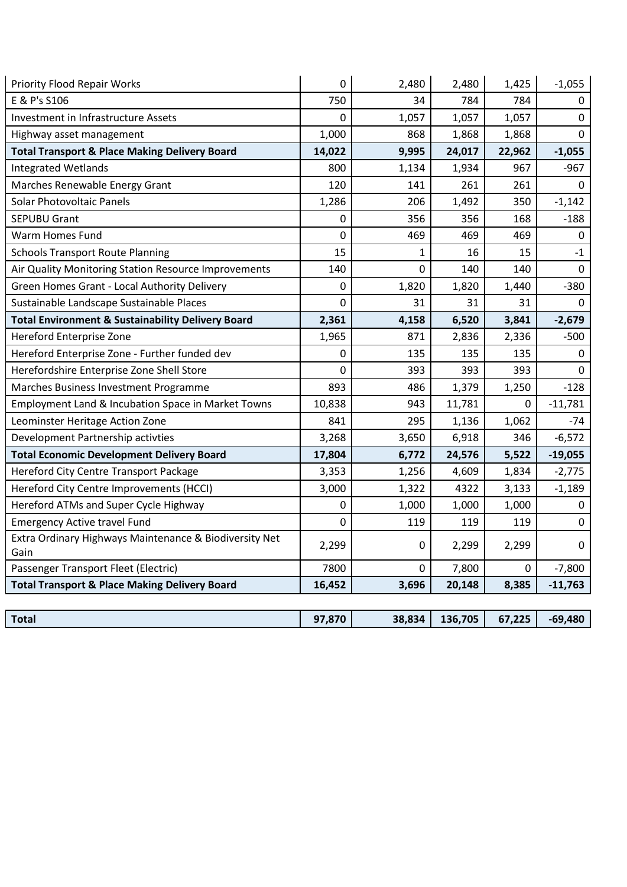| | | | | | |
|---|---|---|---|---|---|
| Priority Flood Repair Works | 0 | 2,480 | 2,480 | 1,425 | -1,055 |
| E & P's S106 | 750 | 34 | 784 | 784 | 0 |
| Investment in Infrastructure Assets | 0 | 1,057 | 1,057 | 1,057 | 0 |
| Highway asset management | 1,000 | 868 | 1,868 | 1,868 | 0 |
| **Total Transport & Place Making Delivery Board** | **14,022** | **9,995** | **24,017** | **22,962** | **-1,055** |
| Integrated Wetlands | 800 | 1,134 | 1,934 | 967 | -967 |
| Marches Renewable Energy Grant | 120 | 141 | 261 | 261 | 0 |
| Solar Photovoltaic Panels | 1,286 | 206 | 1,492 | 350 | -1,142 |
| SEPUBU Grant | 0 | 356 | 356 | 168 | -188 |
| Warm Homes Fund | 0 | 469 | 469 | 469 | 0 |
| Schools Transport Route Planning | 15 | 1 | 16 | 15 | -1 |
| Air Quality Monitoring Station Resource Improvements | 140 | 0 | 140 | 140 | 0 |
| Green Homes Grant - Local Authority Delivery | 0 | 1,820 | 1,820 | 1,440 | -380 |
| Sustainable Landscape Sustainable Places | 0 | 31 | 31 | 31 | 0 |
| **Total Environment & Sustainability Delivery Board** | **2,361** | **4,158** | **6,520** | **3,841** | **-2,679** |
| Hereford Enterprise Zone | 1,965 | 871 | 2,836 | 2,336 | -500 |
| Hereford Enterprise Zone - Further funded dev | 0 | 135 | 135 | 135 | 0 |
| Herefordshire Enterprise Zone Shell Store | 0 | 393 | 393 | 393 | 0 |
| Marches Business Investment Programme | 893 | 486 | 1,379 | 1,250 | -128 |
| Employment Land & Incubation Space in Market Towns | 10,838 | 943 | 11,781 | 0 | -11,781 |
| Leominster Heritage Action Zone | 841 | 295 | 1,136 | 1,062 | -74 |
| Development Partnership activties | 3,268 | 3,650 | 6,918 | 346 | -6,572 |
| **Total Economic Development Delivery Board** | **17,804** | **6,772** | **24,576** | **5,522** | **-19,055** |
| Hereford City Centre Transport Package | 3,353 | 1,256 | 4,609 | 1,834 | -2,775 |
| Hereford City Centre Improvements (HCCI) | 3,000 | 1,322 | 4322 | 3,133 | -1,189 |
| Hereford ATMs and Super Cycle Highway | 0 | 1,000 | 1,000 | 1,000 | 0 |
| Emergency Active travel Fund | 0 | 119 | 119 | 119 | 0 |
| Extra Ordinary Highways Maintenance & Biodiversity Net Gain | 2,299 | 0 | 2,299 | 2,299 | 0 |
| Passenger Transport Fleet (Electric) | 7800 | 0 | 7,800 | 0 | -7,800 |
| **Total Transport & Place Making Delivery Board** | **16,452** | **3,696** | **20,148** | **8,385** | **-11,763** |
| | | | | | |
| **Total** | **97,870** | **38,834** | **136,705** | **67,225** | **-69,480** |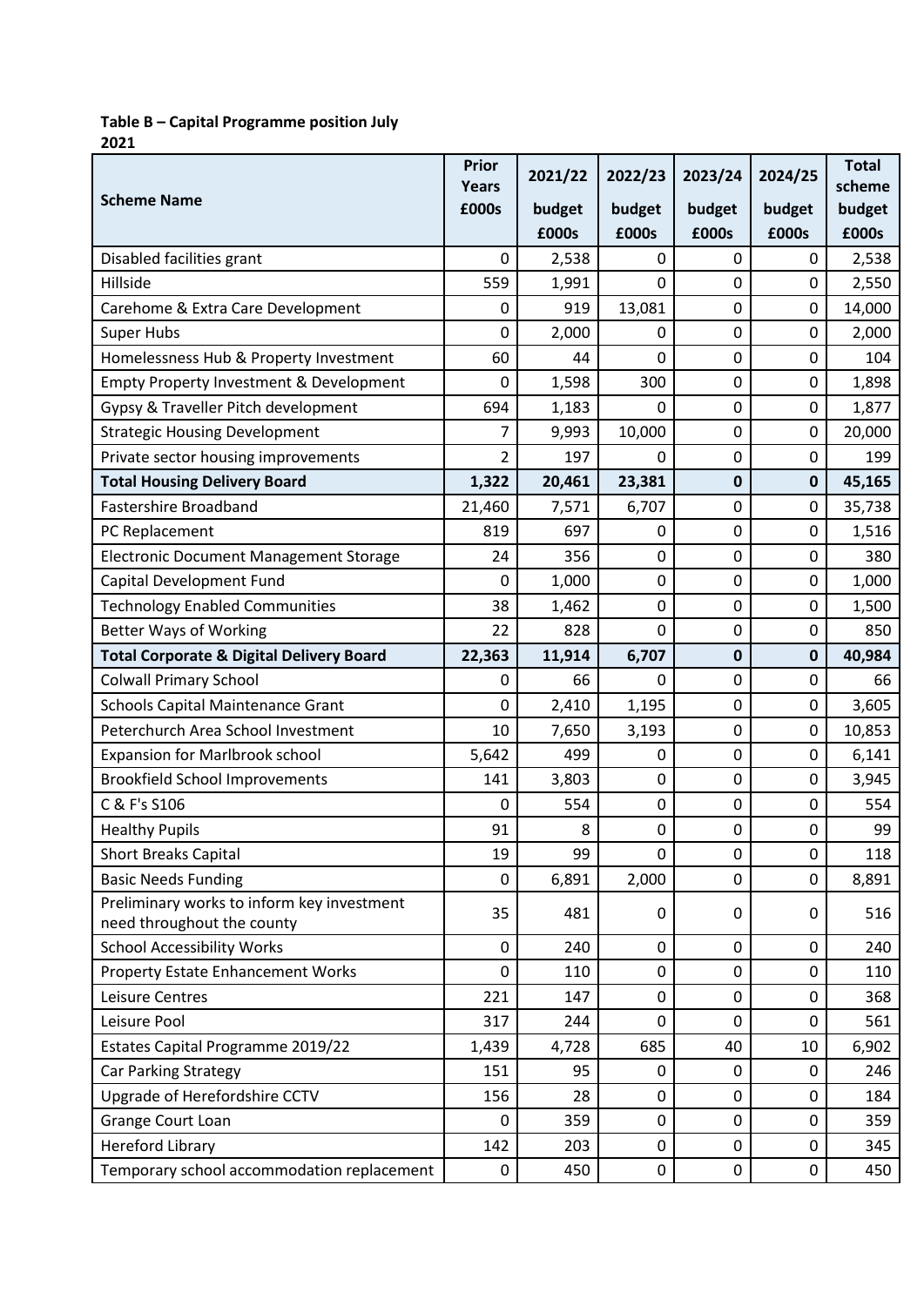**Table B – Capital Programme position July 2021**

| Scheme Name | Prior Years £000s | 2021/22 budget £000s | 2022/23 budget £000s | 2023/24 budget £000s | 2024/25 budget £000s | Total scheme budget £000s |
|---|---|---|---|---|---|---|
| Disabled facilities grant | 0 | 2,538 | 0 | 0 | 0 | 2,538 |
| Hillside | 559 | 1,991 | 0 | 0 | 0 | 2,550 |
| Carehome & Extra Care Development | 0 | 919 | 13,081 | 0 | 0 | 14,000 |
| Super Hubs | 0 | 2,000 | 0 | 0 | 0 | 2,000 |
| Homelessness Hub & Property Investment | 60 | 44 | 0 | 0 | 0 | 104 |
| Empty Property Investment & Development | 0 | 1,598 | 300 | 0 | 0 | 1,898 |
| Gypsy & Traveller Pitch development | 694 | 1,183 | 0 | 0 | 0 | 1,877 |
| Strategic Housing Development | 7 | 9,993 | 10,000 | 0 | 0 | 20,000 |
| Private sector housing improvements | 2 | 197 | 0 | 0 | 0 | 199 |
| **Total Housing Delivery Board** | **1,322** | **20,461** | **23,381** | **0** | **0** | **45,165** |
| Fastershire Broadband | 21,460 | 7,571 | 6,707 | 0 | 0 | 35,738 |
| PC Replacement | 819 | 697 | 0 | 0 | 0 | 1,516 |
| Electronic Document Management Storage | 24 | 356 | 0 | 0 | 0 | 380 |
| Capital Development Fund | 0 | 1,000 | 0 | 0 | 0 | 1,000 |
| Technology Enabled Communities | 38 | 1,462 | 0 | 0 | 0 | 1,500 |
| Better Ways of Working | 22 | 828 | 0 | 0 | 0 | 850 |
| **Total Corporate & Digital Delivery Board** | **22,363** | **11,914** | **6,707** | **0** | **0** | **40,984** |
| Colwall Primary School | 0 | 66 | 0 | 0 | 0 | 66 |
| Schools Capital Maintenance Grant | 0 | 2,410 | 1,195 | 0 | 0 | 3,605 |
| Peterchurch Area School Investment | 10 | 7,650 | 3,193 | 0 | 0 | 10,853 |
| Expansion for Marlbrook school | 5,642 | 499 | 0 | 0 | 0 | 6,141 |
| Brookfield School Improvements | 141 | 3,803 | 0 | 0 | 0 | 3,945 |
| C & F's S106 | 0 | 554 | 0 | 0 | 0 | 554 |
| Healthy Pupils | 91 | 8 | 0 | 0 | 0 | 99 |
| Short Breaks Capital | 19 | 99 | 0 | 0 | 0 | 118 |
| Basic Needs Funding | 0 | 6,891 | 2,000 | 0 | 0 | 8,891 |
| Preliminary works to inform key investment need throughout the county | 35 | 481 | 0 | 0 | 0 | 516 |
| School Accessibility Works | 0 | 240 | 0 | 0 | 0 | 240 |
| Property Estate Enhancement Works | 0 | 110 | 0 | 0 | 0 | 110 |
| Leisure Centres | 221 | 147 | 0 | 0 | 0 | 368 |
| Leisure Pool | 317 | 244 | 0 | 0 | 0 | 561 |
| Estates Capital Programme 2019/22 | 1,439 | 4,728 | 685 | 40 | 10 | 6,902 |
| Car Parking Strategy | 151 | 95 | 0 | 0 | 0 | 246 |
| Upgrade of Herefordshire CCTV | 156 | 28 | 0 | 0 | 0 | 184 |
| Grange Court Loan | 0 | 359 | 0 | 0 | 0 | 359 |
| Hereford Library | 142 | 203 | 0 | 0 | 0 | 345 |
| Temporary school accommodation replacement | 0 | 450 | 0 | 0 | 0 | 450 |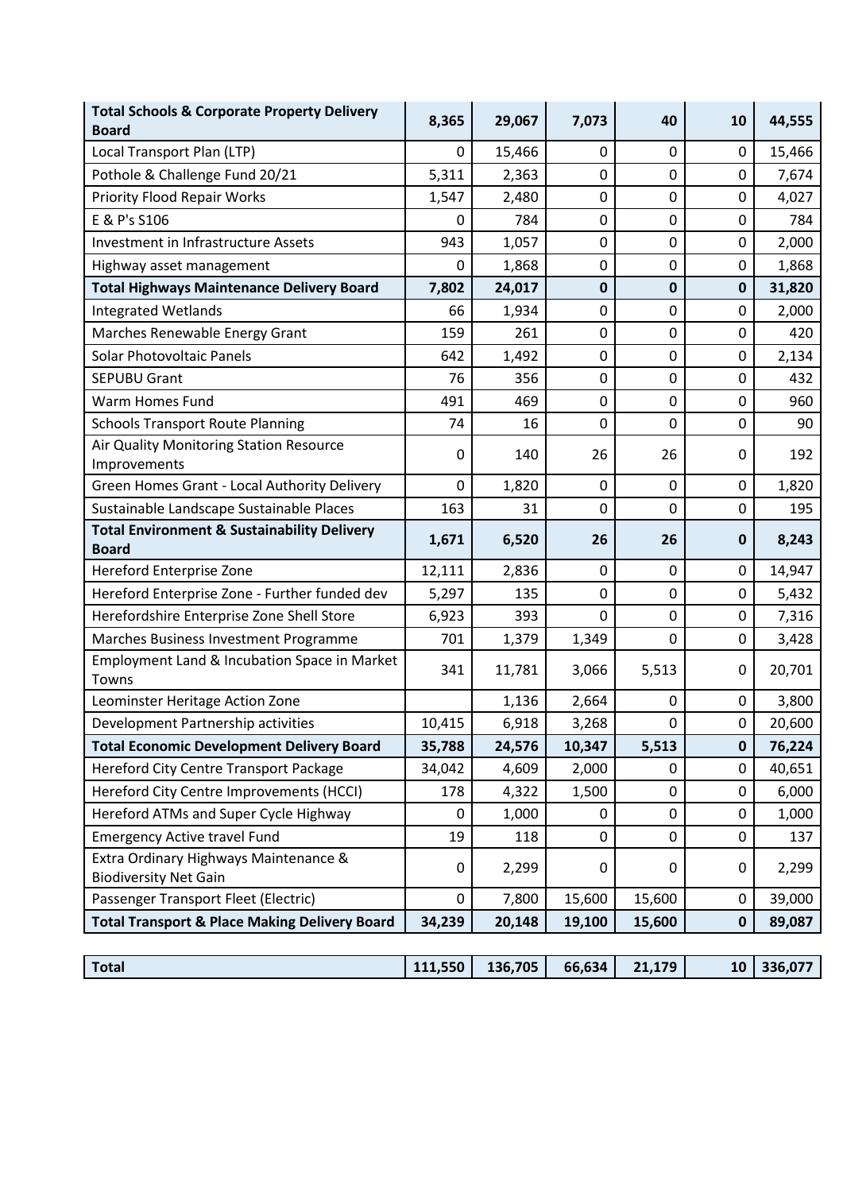| | | | | | | |
|---|---|---|---|---|---|---|
| **Total Schools & Corporate Property Delivery Board** | **8,365** | **29,067** | **7,073** | **40** | **10** | **44,555** |
| Local Transport Plan (LTP) | 0 | 15,466 | 0 | 0 | 0 | 15,466 |
| Pothole & Challenge Fund 20/21 | 5,311 | 2,363 | 0 | 0 | 0 | 7,674 |
| Priority Flood Repair Works | 1,547 | 2,480 | 0 | 0 | 0 | 4,027 |
| E & P's S106 | 0 | 784 | 0 | 0 | 0 | 784 |
| Investment in Infrastructure Assets | 943 | 1,057 | 0 | 0 | 0 | 2,000 |
| Highway asset management | 0 | 1,868 | 0 | 0 | 0 | 1,868 |
| **Total Highways Maintenance Delivery Board** | **7,802** | **24,017** | **0** | **0** | **0** | **31,820** |
| Integrated Wetlands | 66 | 1,934 | 0 | 0 | 0 | 2,000 |
| Marches Renewable Energy Grant | 159 | 261 | 0 | 0 | 0 | 420 |
| Solar Photovoltaic Panels | 642 | 1,492 | 0 | 0 | 0 | 2,134 |
| SEPUBU Grant | 76 | 356 | 0 | 0 | 0 | 432 |
| Warm Homes Fund | 491 | 469 | 0 | 0 | 0 | 960 |
| Schools Transport Route Planning | 74 | 16 | 0 | 0 | 0 | 90 |
| Air Quality Monitoring Station Resource Improvements | 0 | 140 | 26 | 26 | 0 | 192 |
| Green Homes Grant - Local Authority Delivery | 0 | 1,820 | 0 | 0 | 0 | 1,820 |
| Sustainable Landscape Sustainable Places | 163 | 31 | 0 | 0 | 0 | 195 |
| **Total Environment & Sustainability Delivery Board** | **1,671** | **6,520** | **26** | **26** | **0** | **8,243** |
| Hereford Enterprise Zone | 12,111 | 2,836 | 0 | 0 | 0 | 14,947 |
| Hereford Enterprise Zone - Further funded dev | 5,297 | 135 | 0 | 0 | 0 | 5,432 |
| Herefordshire Enterprise Zone Shell Store | 6,923 | 393 | 0 | 0 | 0 | 7,316 |
| Marches Business Investment Programme | 701 | 1,379 | 1,349 | 0 | 0 | 3,428 |
| Employment Land & Incubation Space in Market Towns | 341 | 11,781 | 3,066 | 5,513 | 0 | 20,701 |
| Leominster Heritage Action Zone | | 1,136 | 2,664 | 0 | 0 | 3,800 |
| Development Partnership activities | 10,415 | 6,918 | 3,268 | 0 | 0 | 20,600 |
| **Total Economic Development Delivery Board** | **35,788** | **24,576** | **10,347** | **5,513** | **0** | **76,224** |
| Hereford City Centre Transport Package | 34,042 | 4,609 | 2,000 | 0 | 0 | 40,651 |
| Hereford City Centre Improvements (HCCI) | 178 | 4,322 | 1,500 | 0 | 0 | 6,000 |
| Hereford ATMs and Super Cycle Highway | 0 | 1,000 | 0 | 0 | 0 | 1,000 |
| Emergency Active travel Fund | 19 | 118 | 0 | 0 | 0 | 137 |
| Extra Ordinary Highways Maintenance & Biodiversity Net Gain | 0 | 2,299 | 0 | 0 | 0 | 2,299 |
| Passenger Transport Fleet (Electric) | 0 | 7,800 | 15,600 | 15,600 | 0 | 39,000 |
| **Total Transport & Place Making Delivery Board** | **34,239** | **20,148** | **19,100** | **15,600** | **0** | **89,087** |

| | | | | | | |
|---|---|---|---|---|---|---|
| **Total** | **111,550** | **136,705** | **66,634** | **21,179** | **10** | **336,077** |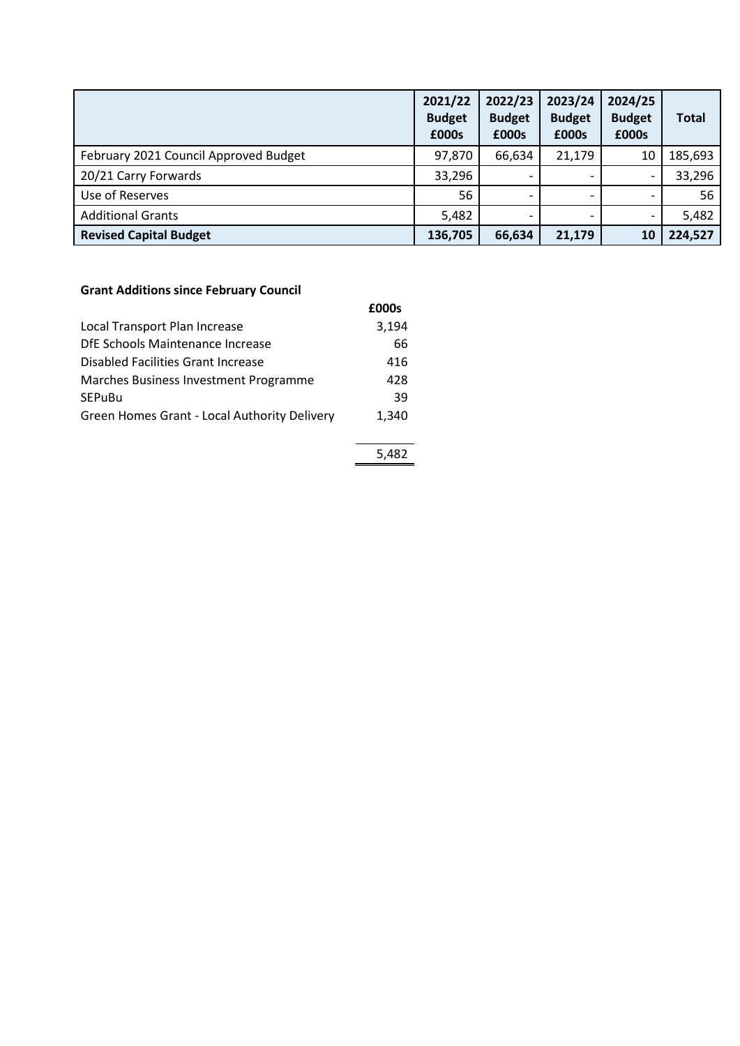| | 2021/22 Budget £000s | 2022/23 Budget £000s | 2023/24 Budget £000s | 2024/25 Budget £000s | Total |
|---|---|---|---|---|---|
| February 2021 Council Approved Budget | 97,870 | 66,634 | 21,179 | 10 | 185,693 |
| 20/21 Carry Forwards | 33,296 | - | - | - | 33,296 |
| Use of Reserves | 56 | - | - | - | 56 |
| Additional Grants | 5,482 | - | - | - | 5,482 |
| **Revised Capital Budget** | **136,705** | **66,634** | **21,179** | **10** | **224,527** |

**Grant Additions since February Council**

| | £000s |
|---|---|
| Local Transport Plan Increase | 3,194 |
| DfE Schools Maintenance Increase | 66 |
| Disabled Facilities Grant Increase | 416 |
| Marches Business Investment Programme | 428 |
| SEPuBu | 39 |
| Green Homes Grant - Local Authority Delivery | 1,340 |
| | 5,482 |